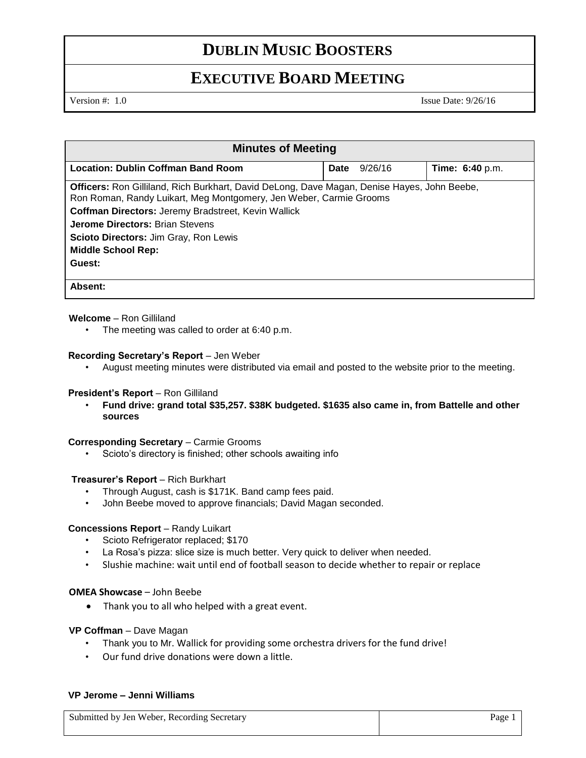# DUBLIN MUSIC BOOSTERS

## EXECUTIVE BOARD MEETING

Version #: 1.0 Issue Date: 9/26/16

| Minutes of Meeting | | |
|---|---|---|
| **Location: Dublin Coffman Band Room** | **Date** 9/26/16 | **Time: 6:40** p.m. |
| **Officers:** Ron Gilliland, Rich Burkhart, David DeLong, Dave Magan, Denise Hayes, John Beebe, Ron Roman, Randy Luikart, Meg Montgomery, Jen Weber, Carmie Grooms<br>**Coffman Directors:** Jeremy Bradstreet, Kevin Wallick<br>**Jerome Directors:** Brian Stevens<br>**Scioto Directors:** Jim Gray, Ron Lewis<br>**Middle School Rep:**<br>**Guest:** | | |
| **Absent:** | | |

**Welcome** – Ron Gilliland

- The meeting was called to order at 6:40 p.m.

**Recording Secretary's Report** – Jen Weber

- August meeting minutes were distributed via email and posted to the website prior to the meeting.

**President's Report** – Ron Gilliland

- **Fund drive: grand total $35,257. $38K budgeted. $1635 also came in, from Battelle and other sources**

**Corresponding Secretary** – Carmie Grooms

- Scioto's directory is finished; other schools awaiting info

**Treasurer's Report** – Rich Burkhart

- Through August, cash is $171K. Band camp fees paid.
- John Beebe moved to approve financials; David Magan seconded.

**Concessions Report** – Randy Luikart

- Scioto Refrigerator replaced; $170
- La Rosa's pizza: slice size is much better. Very quick to deliver when needed.
- Slushie machine: wait until end of football season to decide whether to repair or replace

**OMEA Showcase** – John Beebe

- Thank you to all who helped with a great event.

**VP Coffman** – Dave Magan

- Thank you to Mr. Wallick for providing some orchestra drivers for the fund drive!
- Our fund drive donations were down a little.

**VP Jerome – Jenni Williams**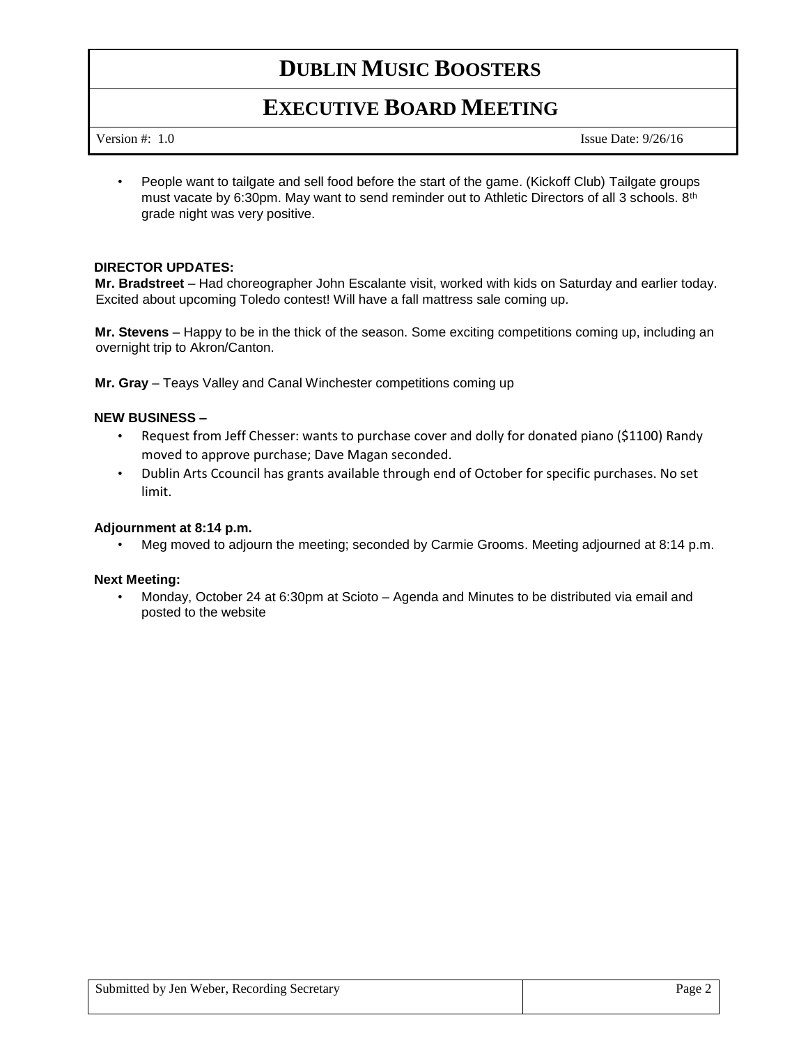- People want to tailgate and sell food before the start of the game. (Kickoff Club) Tailgate groups must vacate by 6:30pm. May want to send reminder out to Athletic Directors of all 3 schools. 8th grade night was very positive.

**DIRECTOR UPDATES:**

**Mr. Bradstreet** – Had choreographer John Escalante visit, worked with kids on Saturday and earlier today. Excited about upcoming Toledo contest! Will have a fall mattress sale coming up.

**Mr. Stevens** – Happy to be in the thick of the season. Some exciting competitions coming up, including an overnight trip to Akron/Canton.

**Mr. Gray** – Teays Valley and Canal Winchester competitions coming up

**NEW BUSINESS –**

- Request from Jeff Chesser: wants to purchase cover and dolly for donated piano ($1100) Randy moved to approve purchase; Dave Magan seconded.
- Dublin Arts Ccouncil has grants available through end of October for specific purchases. No set limit.

**Adjournment at 8:14 p.m.**

- Meg moved to adjourn the meeting; seconded by Carmie Grooms. Meeting adjourned at 8:14 p.m.

**Next Meeting:**

- Monday, October 24 at 6:30pm at Scioto – Agenda and Minutes to be distributed via email and posted to the website